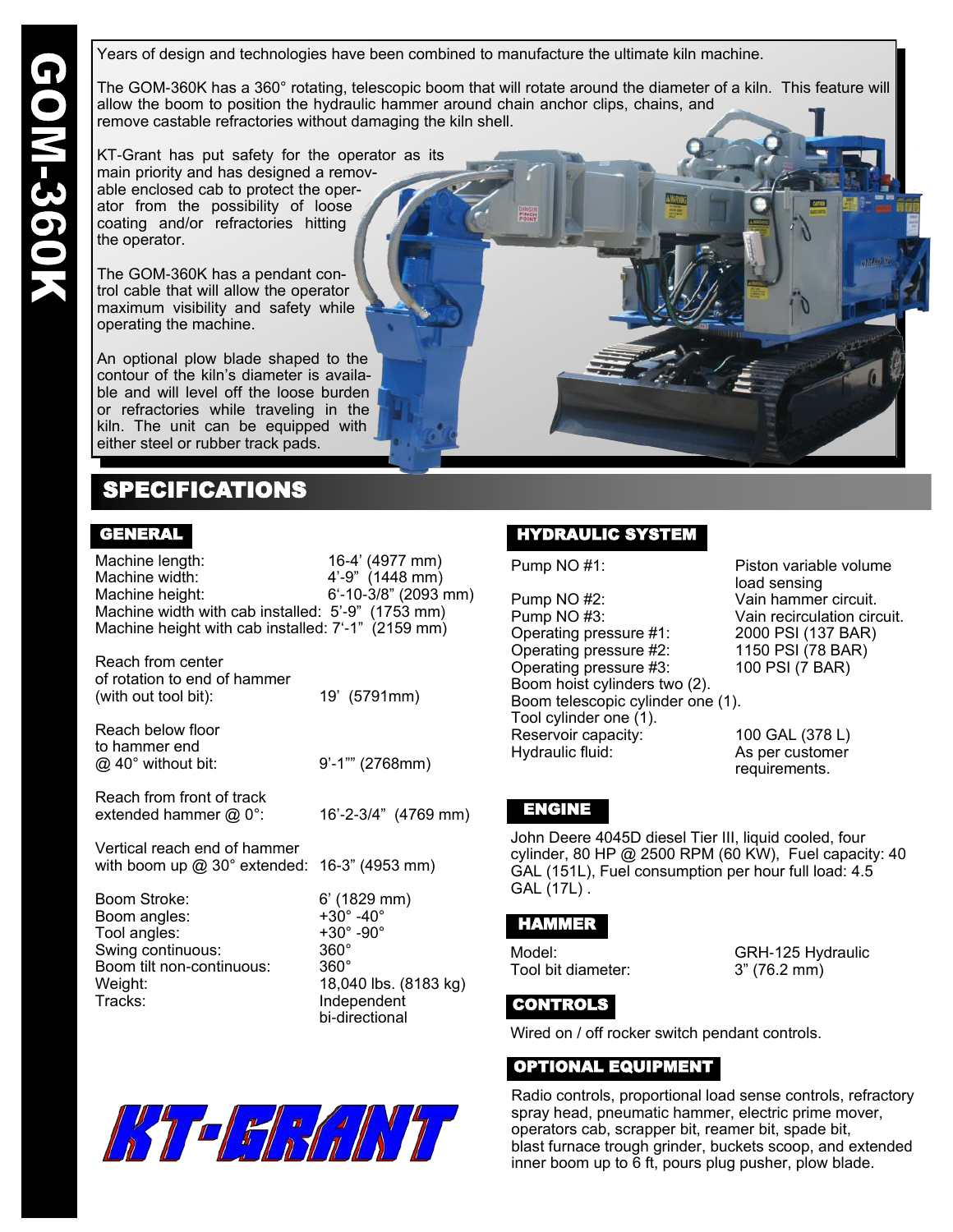# GOM-360K

Years of design and technologies have been combined to manufacture the ultimate kiln machine.

The GOM-360K has a 360° rotating, telescopic boom that will rotate around the diameter of a kiln. This feature will allow the boom to position the hydraulic hammer around chain anchor clips, chains, and remove castable refractories without damaging the kiln shell.

KT-Grant has put safety for the operator as its main priority and has designed a removable enclosed cab to protect the operator from the possibility of loose coating and/or refractories hitting the operator.

The GOM-360K has a pendant control cable that will allow the operator maximum visibility and safety while operating the machine.

An optional plow blade shaped to the contour of the kiln's diameter is available and will level off the loose burden or refractories while traveling in the kiln. The unit can be equipped with either steel or rubber track pads.

## SPECIFICATIONS

### GENERAL

| | |
|---|---|
| Machine length: | 16-4' (4977 mm) |
| Machine width: | 4'-9" (1448 mm) |
| Machine height: | 6'-10-3/8" (2093 mm) |
| Machine width with cab installed: | 5'-9" (1753 mm) |
| Machine height with cab installed: | 7'-1" (2159 mm) |
| Reach from center of rotation to end of hammer (with out tool bit): | 19' (5791mm) |
| Reach below floor to hammer end @ 40° without bit: | 9'-1"" (2768mm) |
| Reach from front of track extended hammer @ 0°: | 16'-2-3/4" (4769 mm) |
| Vertical reach end of hammer with boom up @ 30° extended: | 16-3" (4953 mm) |
| Boom Stroke: | 6' (1829 mm) |
| Boom angles: | +30° -40° |
| Tool angles: | +30° -90° |
| Swing continuous: | 360° |
| Boom tilt non-continuous: | 360° |
| Weight: | 18,040 lbs. (8183 kg) |
| Tracks: | Independent bi-directional |

### HYDRAULIC SYSTEM

| | |
|---|---|
| Pump NO #1: | Piston variable volume load sensing |
| Pump NO #2: | Vain hammer circuit. |
| Pump NO #3: | Vain recirculation circuit. |
| Operating pressure #1: | 2000 PSI (137 BAR) |
| Operating pressure #2: | 1150 PSI (78 BAR) |
| Operating pressure #3: | 100 PSI (7 BAR) |

Boom hoist cylinders two (2).
Boom telescopic cylinder one (1).
Tool cylinder one (1).

| | |
|---|---|
| Reservoir capacity: | 100 GAL (378 L) |
| Hydraulic fluid: | As per customer requirements. |

### ENGINE

John Deere 4045D diesel Tier III, liquid cooled, four cylinder, 80 HP @ 2500 RPM (60 KW), Fuel capacity: 40 GAL (151L), Fuel consumption per hour full load: 4.5 GAL (17L) .

### HAMMER

| | |
|---|---|
| Model: | GRH-125 Hydraulic |
| Tool bit diameter: | 3" (76.2 mm) |

### CONTROLS

Wired on / off rocker switch pendant controls.

### OPTIONAL EQUIPMENT

Radio controls, proportional load sense controls, refractory spray head, pneumatic hammer, electric prime mover, operators cab, scrapper bit, reamer bit, spade bit, blast furnace trough grinder, buckets scoop, and extended inner boom up to 6 ft, pours plug pusher, plow blade.

KT-GRANT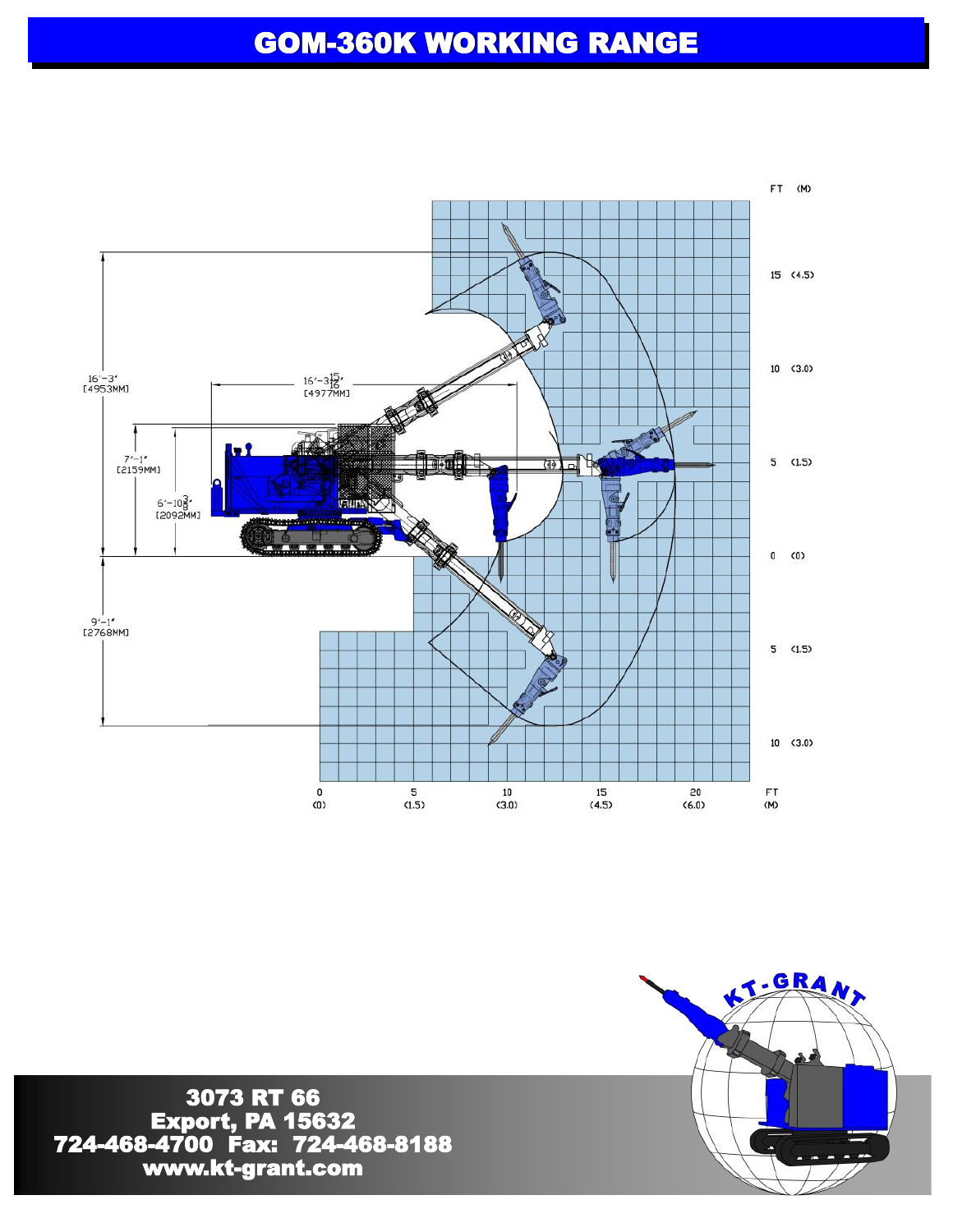# GOM-360K WORKING RANGE

FT (M)

15 (4.5)

10 (3.0)

5 (1.5)

0 (0)

5 (1.5)

10 (3.0)

16'-3"
[4953MM]

16'-3 15/16"
[4977MM]

7'-1"
[2159MM]

6'-10 3/8"
[2092MM]

9'-1"
[2768MM]

0 (0)

5 (1.5)

10 (3.0)

15 (4.5)

20 (6.0)

FT (M)

KT-GRANT

3073 RT 66
Export, PA 15632
724-468-4700 Fax: 724-468-8188
www.kt-grant.com